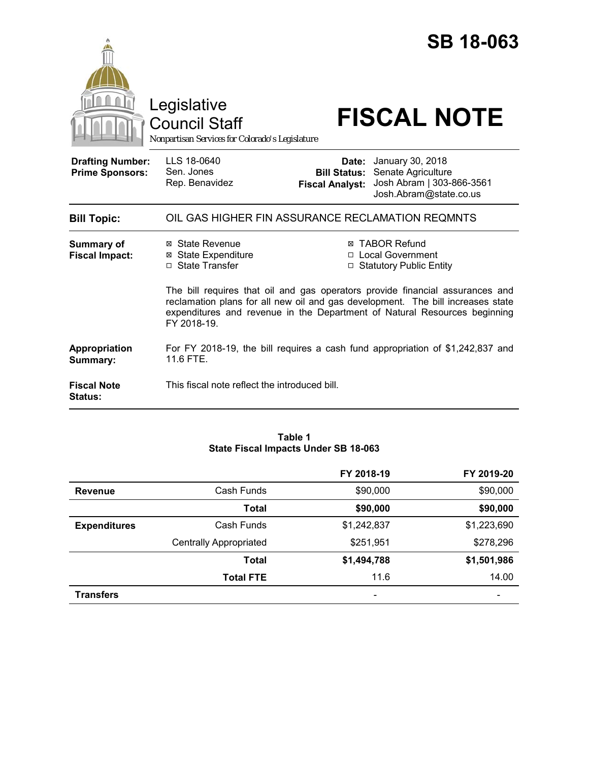# SB 18-063

Legislative Council Staff

*Nonpartisan Services for Colorado's Legislature*

# FISCAL NOTE

| | | | |
|---|---|---|---|
| **Drafting Number:** | LLS 18-0640 | **Date:** | January 30, 2018 |
| **Prime Sponsors:** | Sen. Jones | **Bill Status:** | Senate Agriculture |
| | Rep. Benavidez | **Fiscal Analyst:** | Josh Abram \| 303-866-3561 |
| | | | Josh.Abram@state.co.us |

| | |
|---|---|
| **Bill Topic:** | OIL GAS HIGHER FIN ASSURANCE RECLAMATION REQMNTS |

**Summary of Fiscal Impact:**

- ☒ State Revenue
- ☒ State Expenditure
- ☐ State Transfer
- ☒ TABOR Refund
- ☐ Local Government
- ☐ Statutory Public Entity

The bill requires that oil and gas operators provide financial assurances and reclamation plans for all new oil and gas development. The bill increases state expenditures and revenue in the Department of Natural Resources beginning FY 2018-19.

**Appropriation Summary:** For FY 2018-19, the bill requires a cash fund appropriation of $1,242,837 and 11.6 FTE.

**Fiscal Note Status:** This fiscal note reflect the introduced bill.

**Table 1**
**State Fiscal Impacts Under SB 18-063**

| | | FY 2018-19 | FY 2019-20 |
|---|---|---|---|
| **Revenue** | Cash Funds | $90,000 | $90,000 |
| | **Total** | **$90,000** | **$90,000** |
| **Expenditures** | Cash Funds | $1,242,837 | $1,223,690 |
| | Centrally Appropriated | $251,951 | $278,296 |
| | **Total** | **$1,494,788** | **$1,501,986** |
| | **Total FTE** | 11.6 | 14.00 |
| **Transfers** | | - | - |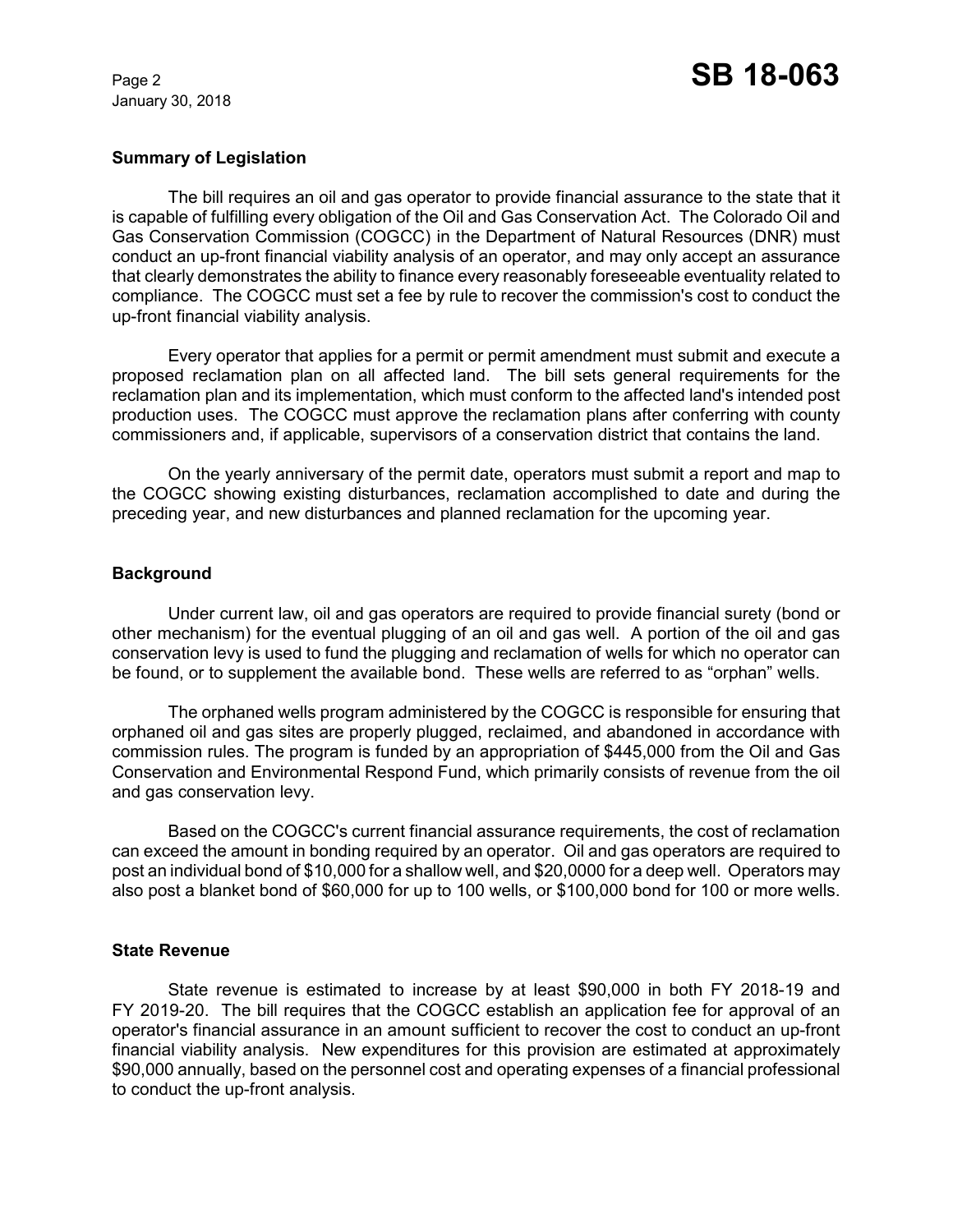## Summary of Legislation

The bill requires an oil and gas operator to provide financial assurance to the state that it is capable of fulfilling every obligation of the Oil and Gas Conservation Act. The Colorado Oil and Gas Conservation Commission (COGCC) in the Department of Natural Resources (DNR) must conduct an up-front financial viability analysis of an operator, and may only accept an assurance that clearly demonstrates the ability to finance every reasonably foreseeable eventuality related to compliance. The COGCC must set a fee by rule to recover the commission's cost to conduct the up-front financial viability analysis.

Every operator that applies for a permit or permit amendment must submit and execute a proposed reclamation plan on all affected land. The bill sets general requirements for the reclamation plan and its implementation, which must conform to the affected land's intended post production uses. The COGCC must approve the reclamation plans after conferring with county commissioners and, if applicable, supervisors of a conservation district that contains the land.

On the yearly anniversary of the permit date, operators must submit a report and map to the COGCC showing existing disturbances, reclamation accomplished to date and during the preceding year, and new disturbances and planned reclamation for the upcoming year.

## Background

Under current law, oil and gas operators are required to provide financial surety (bond or other mechanism) for the eventual plugging of an oil and gas well. A portion of the oil and gas conservation levy is used to fund the plugging and reclamation of wells for which no operator can be found, or to supplement the available bond. These wells are referred to as "orphan" wells.

The orphaned wells program administered by the COGCC is responsible for ensuring that orphaned oil and gas sites are properly plugged, reclaimed, and abandoned in accordance with commission rules. The program is funded by an appropriation of $445,000 from the Oil and Gas Conservation and Environmental Respond Fund, which primarily consists of revenue from the oil and gas conservation levy.

Based on the COGCC's current financial assurance requirements, the cost of reclamation can exceed the amount in bonding required by an operator. Oil and gas operators are required to post an individual bond of $10,000 for a shallow well, and $20,0000 for a deep well. Operators may also post a blanket bond of $60,000 for up to 100 wells, or $100,000 bond for 100 or more wells.

## State Revenue

State revenue is estimated to increase by at least $90,000 in both FY 2018-19 and FY 2019-20. The bill requires that the COGCC establish an application fee for approval of an operator's financial assurance in an amount sufficient to recover the cost to conduct an up-front financial viability analysis. New expenditures for this provision are estimated at approximately $90,000 annually, based on the personnel cost and operating expenses of a financial professional to conduct the up-front analysis.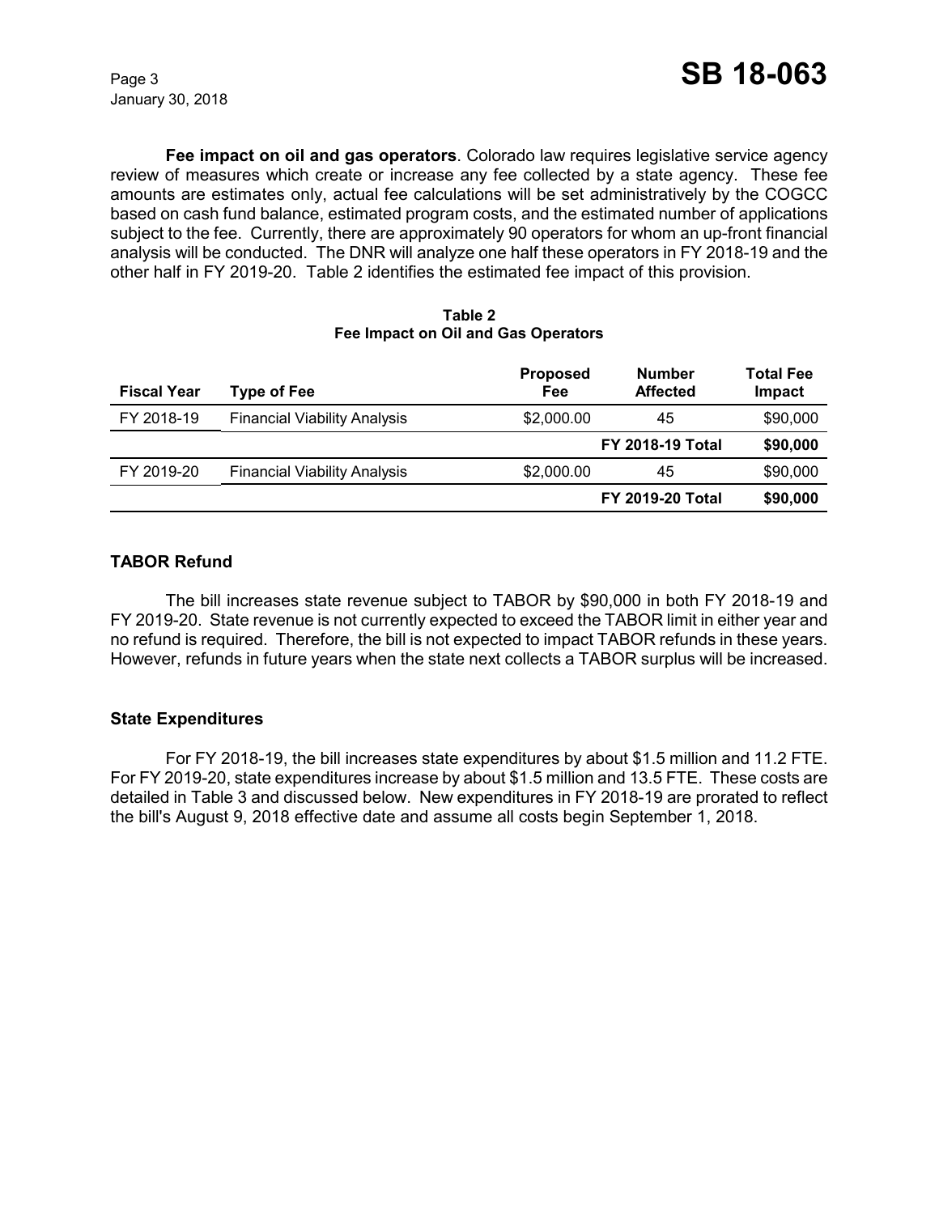**Fee impact on oil and gas operators**. Colorado law requires legislative service agency review of measures which create or increase any fee collected by a state agency. These fee amounts are estimates only, actual fee calculations will be set administratively by the COGCC based on cash fund balance, estimated program costs, and the estimated number of applications subject to the fee. Currently, there are approximately 90 operators for whom an up-front financial analysis will be conducted. The DNR will analyze one half these operators in FY 2018-19 and the other half in FY 2019-20. Table 2 identifies the estimated fee impact of this provision.

**Table 2**
**Fee Impact on Oil and Gas Operators**

| Fiscal Year | Type of Fee | Proposed Fee | Number Affected | Total Fee Impact |
|---|---|---|---|---|
| FY 2018-19 | Financial Viability Analysis | $2,000.00 | 45 | $90,000 |
| | | | **FY 2018-19 Total** | **$90,000** |
| FY 2019-20 | Financial Viability Analysis | $2,000.00 | 45 | $90,000 |
| | | | **FY 2019-20 Total** | **$90,000** |

### TABOR Refund

The bill increases state revenue subject to TABOR by $90,000 in both FY 2018-19 and FY 2019-20. State revenue is not currently expected to exceed the TABOR limit in either year and no refund is required. Therefore, the bill is not expected to impact TABOR refunds in these years. However, refunds in future years when the state next collects a TABOR surplus will be increased.

### State Expenditures

For FY 2018-19, the bill increases state expenditures by about $1.5 million and 11.2 FTE. For FY 2019-20, state expenditures increase by about $1.5 million and 13.5 FTE. These costs are detailed in Table 3 and discussed below. New expenditures in FY 2018-19 are prorated to reflect the bill's August 9, 2018 effective date and assume all costs begin September 1, 2018.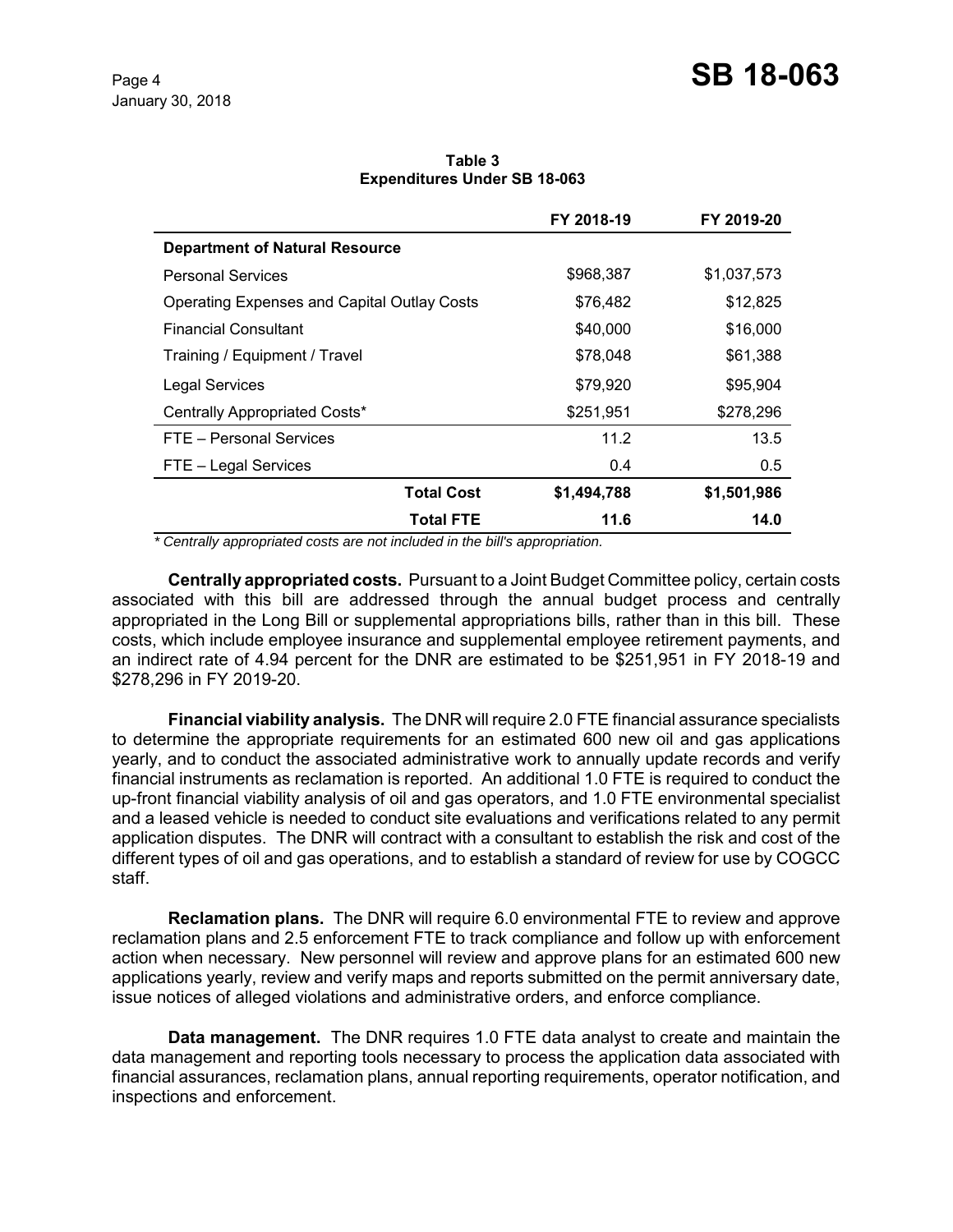**Table 3**
**Expenditures Under SB 18-063**

| | FY 2018-19 | FY 2019-20 |
|---|---|---|
| **Department of Natural Resource** | | |
| Personal Services | $968,387 | $1,037,573 |
| Operating Expenses and Capital Outlay Costs | $76,482 | $12,825 |
| Financial Consultant | $40,000 | $16,000 |
| Training / Equipment / Travel | $78,048 | $61,388 |
| Legal Services | $79,920 | $95,904 |
| Centrally Appropriated Costs* | $251,951 | $278,296 |
| FTE – Personal Services | 11.2 | 13.5 |
| FTE – Legal Services | 0.4 | 0.5 |
| **Total Cost** | **$1,494,788** | **$1,501,986** |
| **Total FTE** | **11.6** | **14.0** |

*\* Centrally appropriated costs are not included in the bill's appropriation.*

**Centrally appropriated costs.** Pursuant to a Joint Budget Committee policy, certain costs associated with this bill are addressed through the annual budget process and centrally appropriated in the Long Bill or supplemental appropriations bills, rather than in this bill. These costs, which include employee insurance and supplemental employee retirement payments, and an indirect rate of 4.94 percent for the DNR are estimated to be $251,951 in FY 2018-19 and $278,296 in FY 2019-20.

**Financial viability analysis.** The DNR will require 2.0 FTE financial assurance specialists to determine the appropriate requirements for an estimated 600 new oil and gas applications yearly, and to conduct the associated administrative work to annually update records and verify financial instruments as reclamation is reported. An additional 1.0 FTE is required to conduct the up-front financial viability analysis of oil and gas operators, and 1.0 FTE environmental specialist and a leased vehicle is needed to conduct site evaluations and verifications related to any permit application disputes. The DNR will contract with a consultant to establish the risk and cost of the different types of oil and gas operations, and to establish a standard of review for use by COGCC staff.

**Reclamation plans.** The DNR will require 6.0 environmental FTE to review and approve reclamation plans and 2.5 enforcement FTE to track compliance and follow up with enforcement action when necessary. New personnel will review and approve plans for an estimated 600 new applications yearly, review and verify maps and reports submitted on the permit anniversary date, issue notices of alleged violations and administrative orders, and enforce compliance.

**Data management.** The DNR requires 1.0 FTE data analyst to create and maintain the data management and reporting tools necessary to process the application data associated with financial assurances, reclamation plans, annual reporting requirements, operator notification, and inspections and enforcement.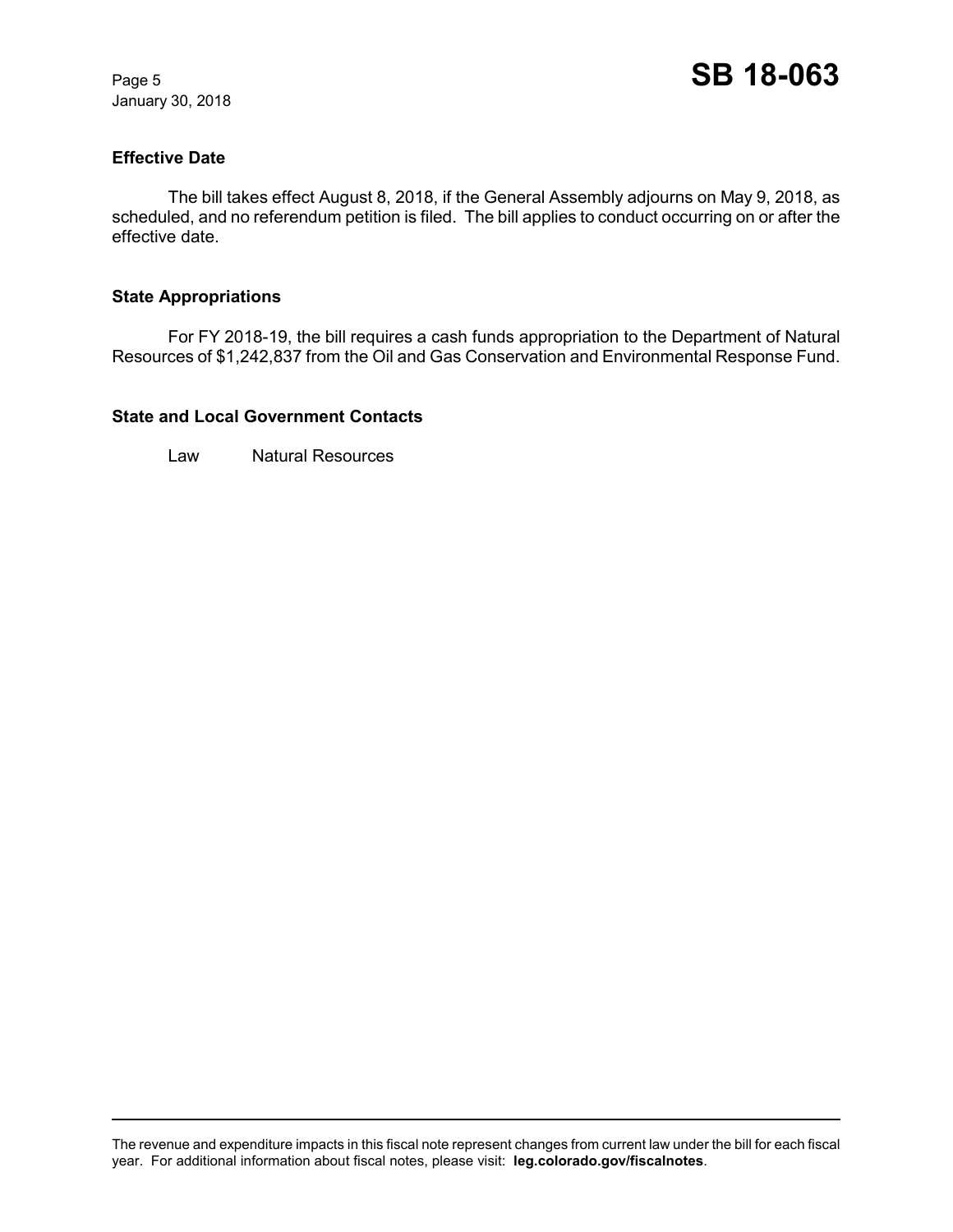### Effective Date

The bill takes effect August 8, 2018, if the General Assembly adjourns on May 9, 2018, as scheduled, and no referendum petition is filed. The bill applies to conduct occurring on or after the effective date.

### State Appropriations

For FY 2018-19, the bill requires a cash funds appropriation to the Department of Natural Resources of $1,242,837 from the Oil and Gas Conservation and Environmental Response Fund.

### State and Local Government Contacts

Law Natural Resources

The revenue and expenditure impacts in this fiscal note represent changes from current law under the bill for each fiscal year. For additional information about fiscal notes, please visit: **leg.colorado.gov/fiscalnotes**.